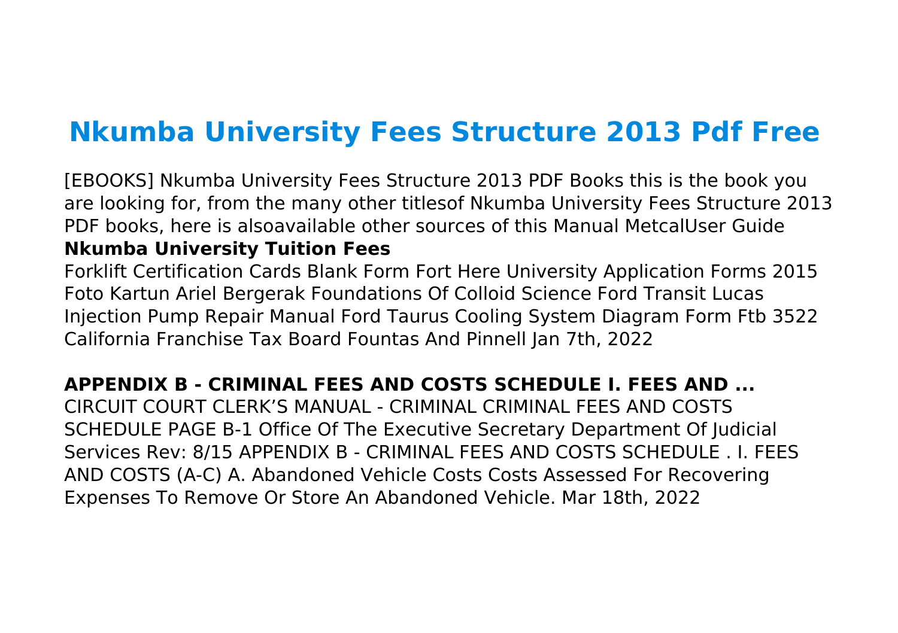# Nkumba University Fees Structure 2013 Pdf Free

[EBOOKS] Nkumba University Fees Structure 2013 PDF Books this is the book you are looking for, from the many other titlesof Nkumba University Fees Structure 2013 PDF books, here is alsoavailable other sources of this Manual MetcalUser Guide

**Nkumba University Tuition Fees**

Forklift Certification Cards Blank Form Fort Here University Application Forms 2015 Foto Kartun Ariel Bergerak Foundations Of Colloid Science Ford Transit Lucas Injection Pump Repair Manual Ford Taurus Cooling System Diagram Form Ftb 3522 California Franchise Tax Board Fountas And Pinnell Jan 7th, 2022

**APPENDIX B - CRIMINAL FEES AND COSTS SCHEDULE I. FEES AND ...**

CIRCUIT COURT CLERK'S MANUAL - CRIMINAL CRIMINAL FEES AND COSTS SCHEDULE PAGE B-1 Office Of The Executive Secretary Department Of Judicial Services Rev: 8/15 APPENDIX B - CRIMINAL FEES AND COSTS SCHEDULE . I. FEES AND COSTS (A-C) A. Abandoned Vehicle Costs Costs Assessed For Recovering Expenses To Remove Or Store An Abandoned Vehicle. Mar 18th, 2022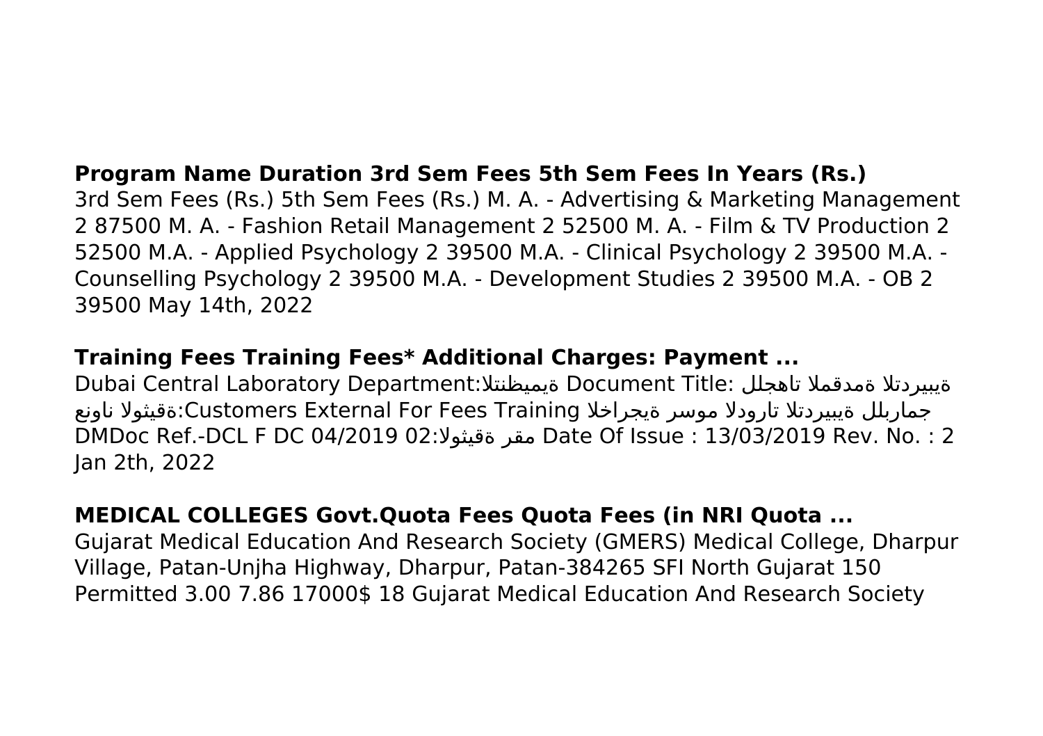**Program Name Duration 3rd Sem Fees 5th Sem Fees In Years (Rs.)**
3rd Sem Fees (Rs.) 5th Sem Fees (Rs.) M. A. - Advertising & Marketing Management 2 87500 M. A. - Fashion Retail Management 2 52500 M. A. - Film & TV Production 2 52500 M.A. - Applied Psychology 2 39500 M.A. - Clinical Psychology 2 39500 M.A. - Counselling Psychology 2 39500 M.A. - Development Studies 2 39500 M.A. - OB 2 39500 May 14th, 2022

**Training Fees Training Fees* Additional Charges: Payment ...**
Dubai Central Laboratory Department:ةيميظنتلا Document Title: ةيبيردتلا ةمدقملا تاهجلل ةقيثولا ناونع:Customers External For Fees Training ةيجراخلا موسر تارودلا ةيبيردتلا جماربلل DMDoc Ref.-DCL F DC 04/2019 02:ةقيثولا مقر Date Of Issue : 13/03/2019 Rev. No. : 2 Jan 2th, 2022

**MEDICAL COLLEGES Govt.Quota Fees Quota Fees (in NRI Quota ...**
Gujarat Medical Education And Research Society (GMERS) Medical College, Dharpur Village, Patan-Unjha Highway, Dharpur, Patan-384265 SFI North Gujarat 150 Permitted 3.00 7.86 17000$ 18 Gujarat Medical Education And Research Society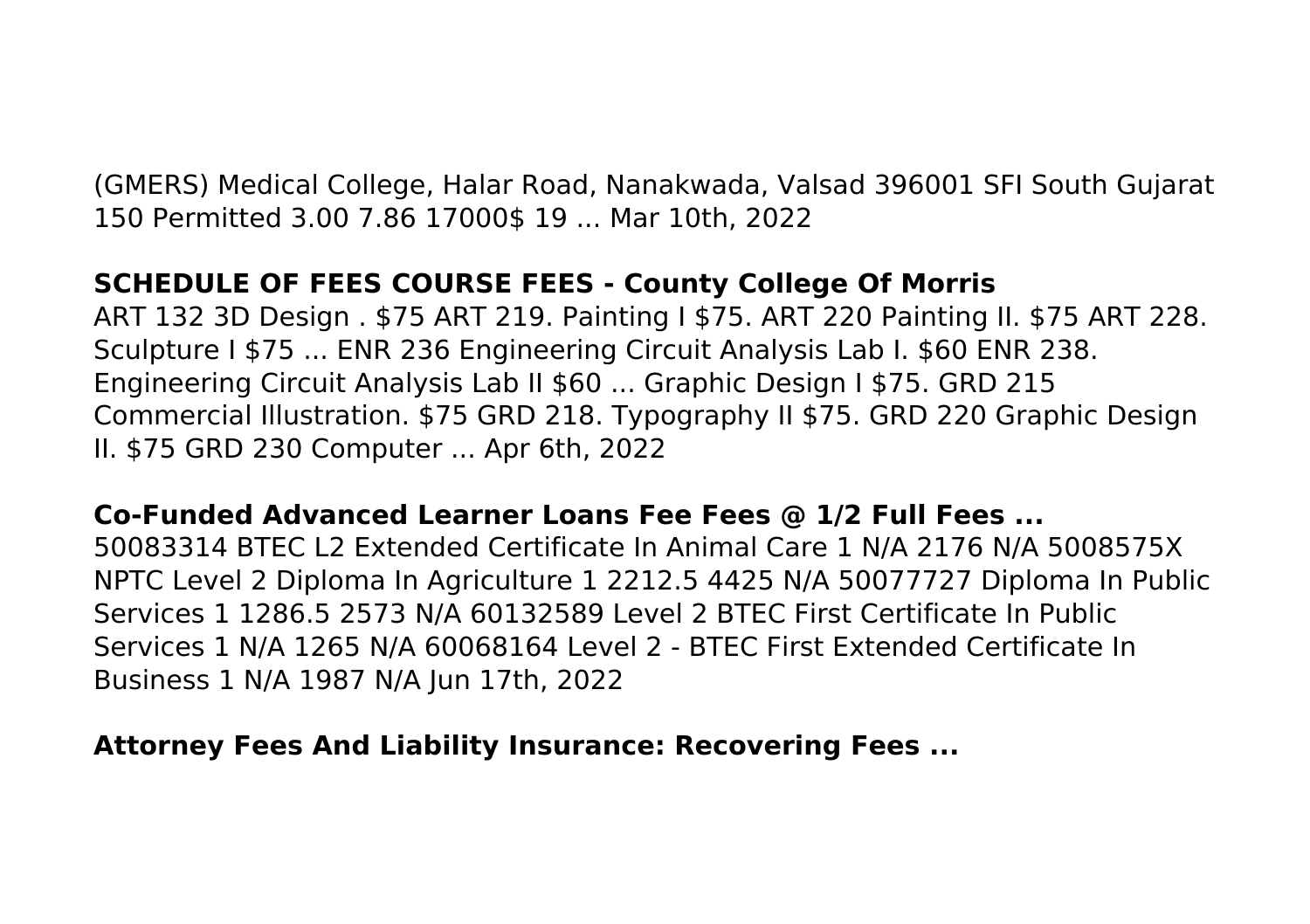(GMERS) Medical College, Halar Road, Nanakwada, Valsad 396001 SFI South Gujarat 150 Permitted 3.00 7.86 17000$ 19 ... Mar 10th, 2022

**SCHEDULE OF FEES COURSE FEES - County College Of Morris**

ART 132 3D Design . $75 ART 219. Painting I $75. ART 220 Painting II. $75 ART 228. Sculpture I $75 ... ENR 236 Engineering Circuit Analysis Lab I. $60 ENR 238. Engineering Circuit Analysis Lab II $60 ... Graphic Design I $75. GRD 215 Commercial Illustration. $75 GRD 218. Typography II $75. GRD 220 Graphic Design II. $75 GRD 230 Computer ... Apr 6th, 2022

**Co-Funded Advanced Learner Loans Fee Fees @ 1/2 Full Fees ...**

50083314 BTEC L2 Extended Certificate In Animal Care 1 N/A 2176 N/A 5008575X NPTC Level 2 Diploma In Agriculture 1 2212.5 4425 N/A 50077727 Diploma In Public Services 1 1286.5 2573 N/A 60132589 Level 2 BTEC First Certificate In Public Services 1 N/A 1265 N/A 60068164 Level 2 - BTEC First Extended Certificate In Business 1 N/A 1987 N/A Jun 17th, 2022

**Attorney Fees And Liability Insurance: Recovering Fees ...**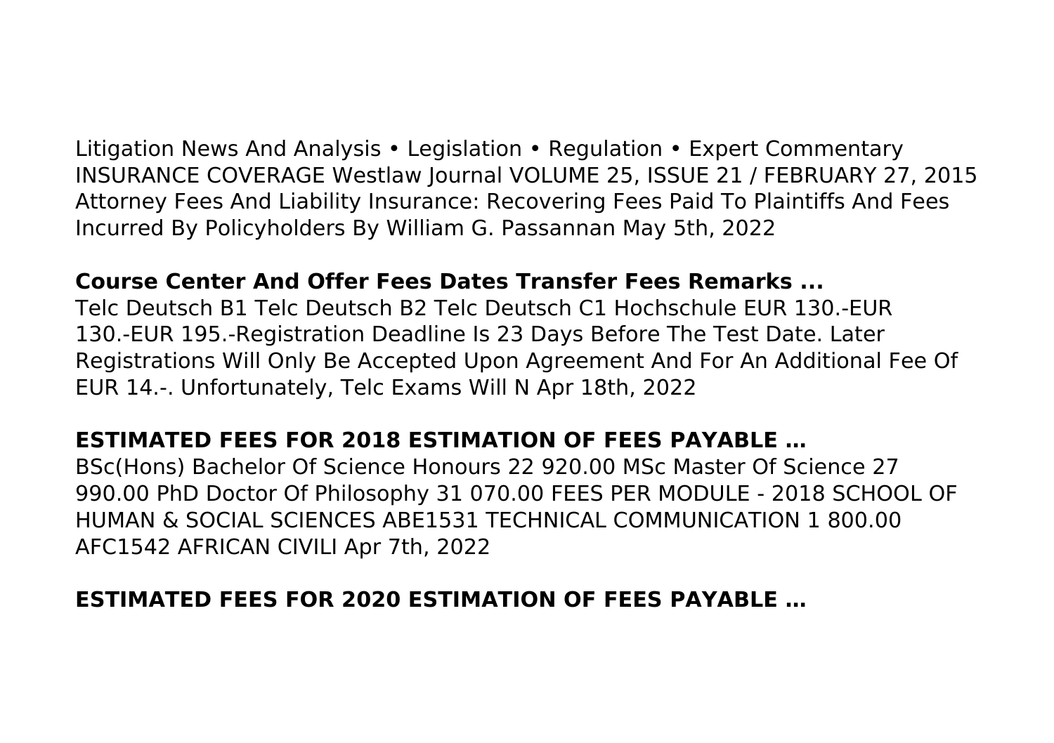Litigation News And Analysis • Legislation • Regulation • Expert Commentary INSURANCE COVERAGE Westlaw Journal VOLUME 25, ISSUE 21 / FEBRUARY 27, 2015 Attorney Fees And Liability Insurance: Recovering Fees Paid To Plaintiffs And Fees Incurred By Policyholders By William G. Passannan May 5th, 2022

**Course Center And Offer Fees Dates Transfer Fees Remarks ...**

Telc Deutsch B1 Telc Deutsch B2 Telc Deutsch C1 Hochschule EUR 130.-EUR 130.-EUR 195.-Registration Deadline Is 23 Days Before The Test Date. Later Registrations Will Only Be Accepted Upon Agreement And For An Additional Fee Of EUR 14.-. Unfortunately, Telc Exams Will N Apr 18th, 2022

**ESTIMATED FEES FOR 2018 ESTIMATION OF FEES PAYABLE …**

BSc(Hons) Bachelor Of Science Honours 22 920.00 MSc Master Of Science 27 990.00 PhD Doctor Of Philosophy 31 070.00 FEES PER MODULE - 2018 SCHOOL OF HUMAN & SOCIAL SCIENCES ABE1531 TECHNICAL COMMUNICATION 1 800.00 AFC1542 AFRICAN CIVILI Apr 7th, 2022

**ESTIMATED FEES FOR 2020 ESTIMATION OF FEES PAYABLE …**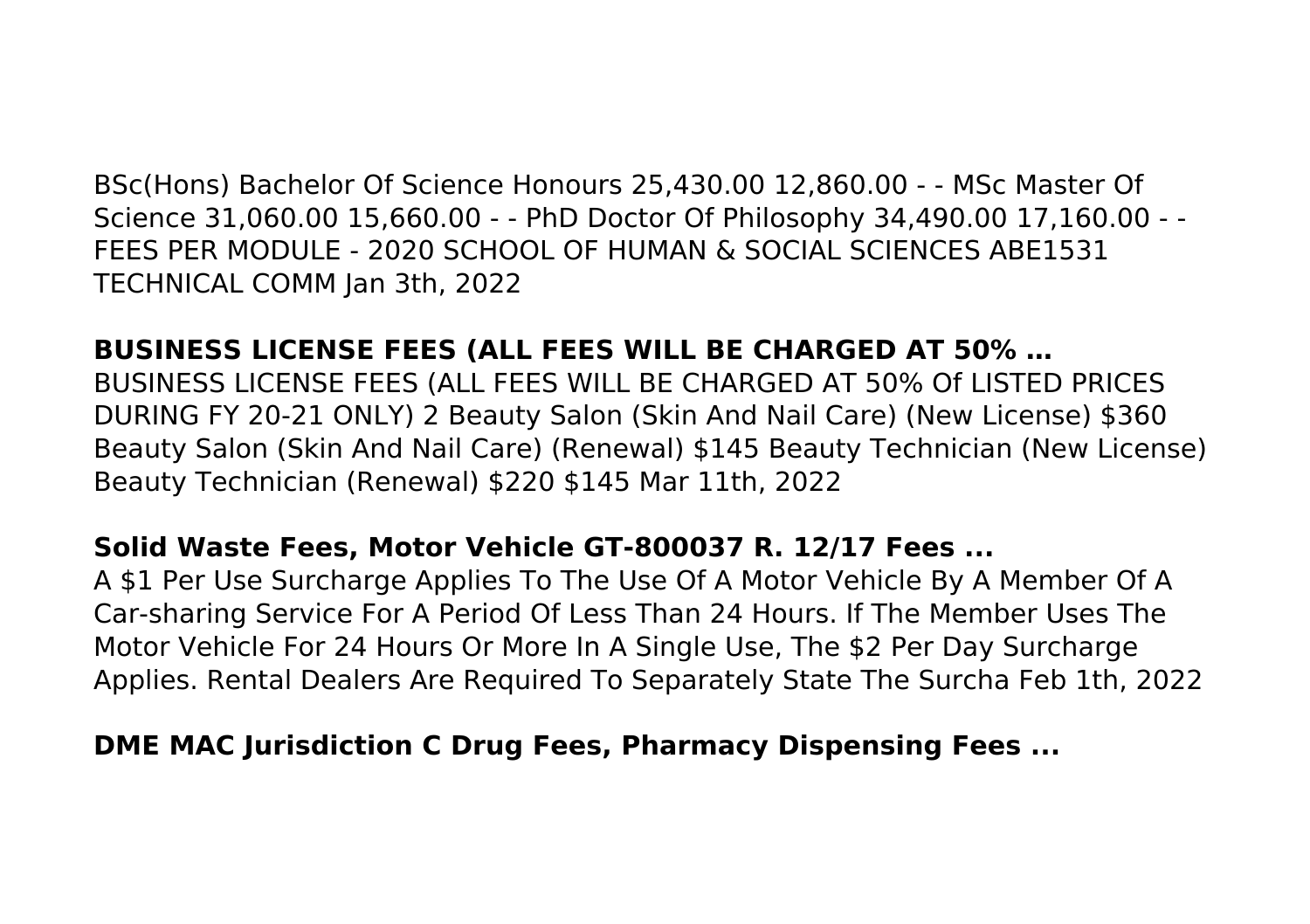BSc(Hons) Bachelor Of Science Honours 25,430.00 12,860.00 - - MSc Master Of Science 31,060.00 15,660.00 - - PhD Doctor Of Philosophy 34,490.00 17,160.00 - - FEES PER MODULE - 2020 SCHOOL OF HUMAN & SOCIAL SCIENCES ABE1531 TECHNICAL COMM Jan 3th, 2022

### BUSINESS LICENSE FEES (ALL FEES WILL BE CHARGED AT 50% …

BUSINESS LICENSE FEES (ALL FEES WILL BE CHARGED AT 50% Of LISTED PRICES DURING FY 20-21 ONLY) 2 Beauty Salon (Skin And Nail Care) (New License) $360 Beauty Salon (Skin And Nail Care) (Renewal) $145 Beauty Technician (New License) Beauty Technician (Renewal) $220 $145 Mar 11th, 2022

### Solid Waste Fees, Motor Vehicle GT-800037 R. 12/17 Fees ...

A $1 Per Use Surcharge Applies To The Use Of A Motor Vehicle By A Member Of A Car-sharing Service For A Period Of Less Than 24 Hours. If The Member Uses The Motor Vehicle For 24 Hours Or More In A Single Use, The $2 Per Day Surcharge Applies. Rental Dealers Are Required To Separately State The Surcha Feb 1th, 2022

### DME MAC Jurisdiction C Drug Fees, Pharmacy Dispensing Fees ...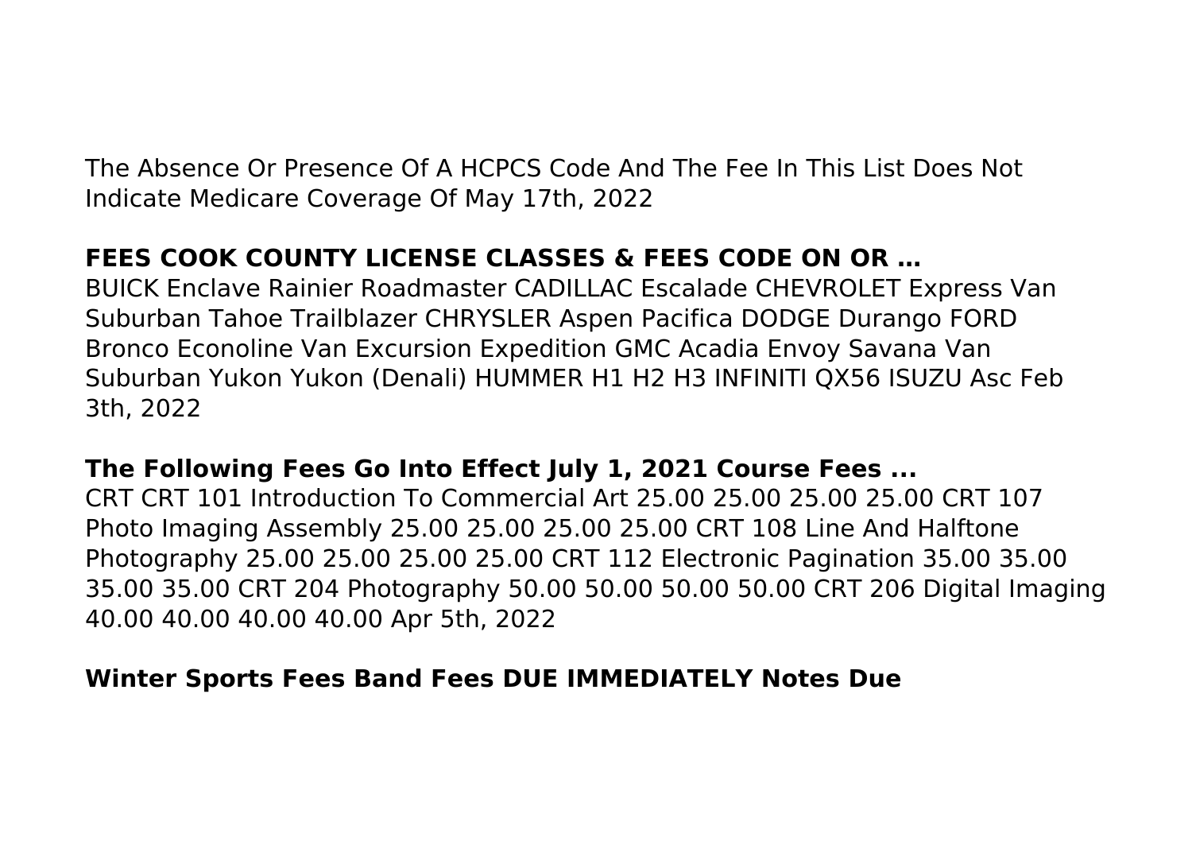The Absence Or Presence Of A HCPCS Code And The Fee In This List Does Not Indicate Medicare Coverage Of May 17th, 2022

**FEES COOK COUNTY LICENSE CLASSES & FEES CODE ON OR …**

BUICK Enclave Rainier Roadmaster CADILLAC Escalade CHEVROLET Express Van Suburban Tahoe Trailblazer CHRYSLER Aspen Pacifica DODGE Durango FORD Bronco Econoline Van Excursion Expedition GMC Acadia Envoy Savana Van Suburban Yukon Yukon (Denali) HUMMER H1 H2 H3 INFINITI QX56 ISUZU Asc Feb 3th, 2022

**The Following Fees Go Into Effect July 1, 2021 Course Fees ...**

CRT CRT 101 Introduction To Commercial Art 25.00 25.00 25.00 25.00 CRT 107 Photo Imaging Assembly 25.00 25.00 25.00 25.00 CRT 108 Line And Halftone Photography 25.00 25.00 25.00 25.00 CRT 112 Electronic Pagination 35.00 35.00 35.00 35.00 CRT 204 Photography 50.00 50.00 50.00 50.00 CRT 206 Digital Imaging 40.00 40.00 40.00 40.00 Apr 5th, 2022

**Winter Sports Fees Band Fees DUE IMMEDIATELY Notes Due**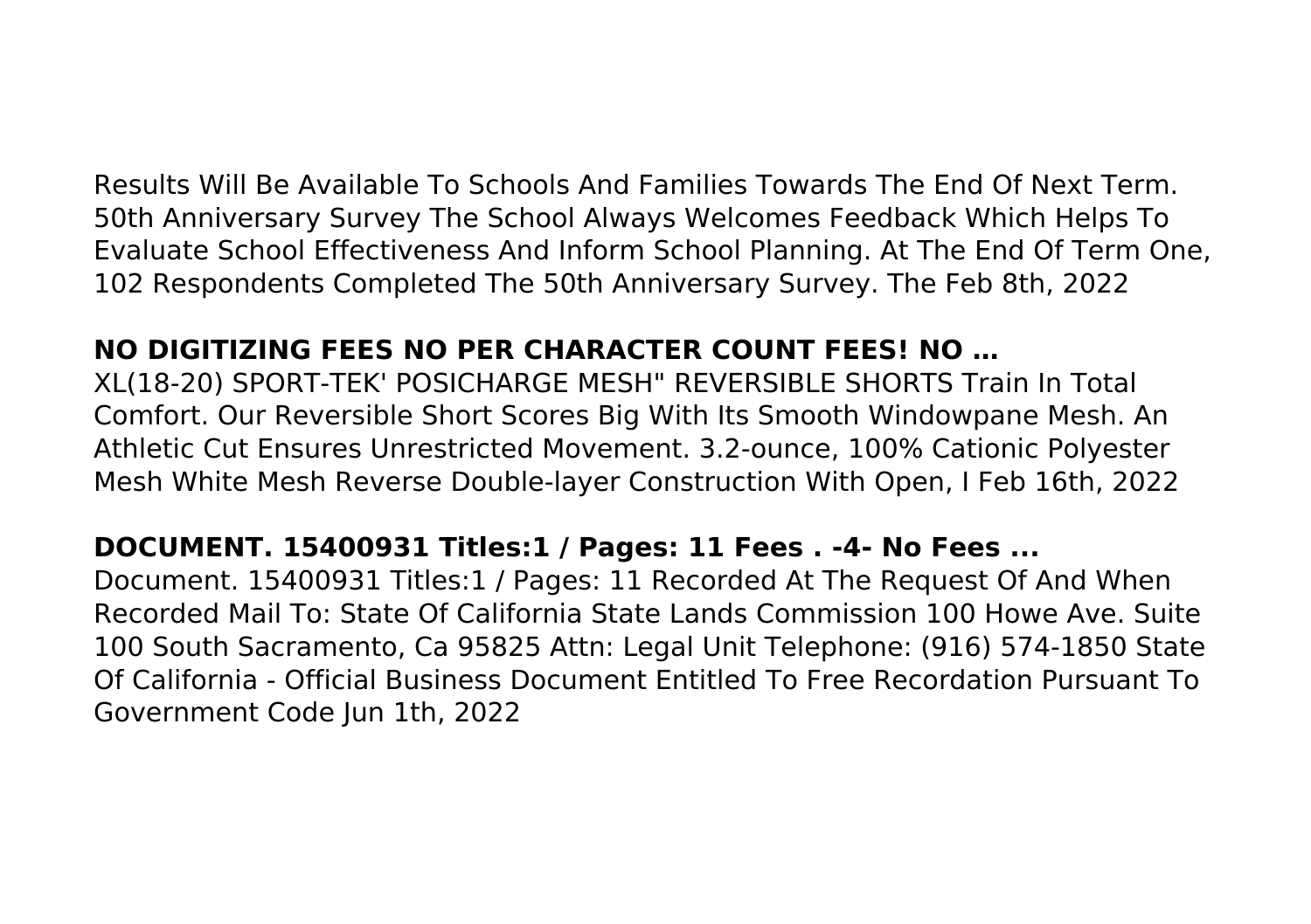Results Will Be Available To Schools And Families Towards The End Of Next Term. 50th Anniversary Survey The School Always Welcomes Feedback Which Helps To Evaluate School Effectiveness And Inform School Planning. At The End Of Term One, 102 Respondents Completed The 50th Anniversary Survey. The Feb 8th, 2022

### NO DIGITIZING FEES NO PER CHARACTER COUNT FEES! NO …

XL(18-20) SPORT-TEK' POSICHARGE MESH" REVERSIBLE SHORTS Train In Total Comfort. Our Reversible Short Scores Big With Its Smooth Windowpane Mesh. An Athletic Cut Ensures Unrestricted Movement. 3.2-ounce, 100% Cationic Polyester Mesh White Mesh Reverse Double-layer Construction With Open, I Feb 16th, 2022

### DOCUMENT. 15400931 Titles:1 / Pages: 11 Fees . -4- No Fees ...

Document. 15400931 Titles:1 / Pages: 11 Recorded At The Request Of And When Recorded Mail To: State Of California State Lands Commission 100 Howe Ave. Suite 100 South Sacramento, Ca 95825 Attn: Legal Unit Telephone: (916) 574-1850 State Of California - Official Business Document Entitled To Free Recordation Pursuant To Government Code Jun 1th, 2022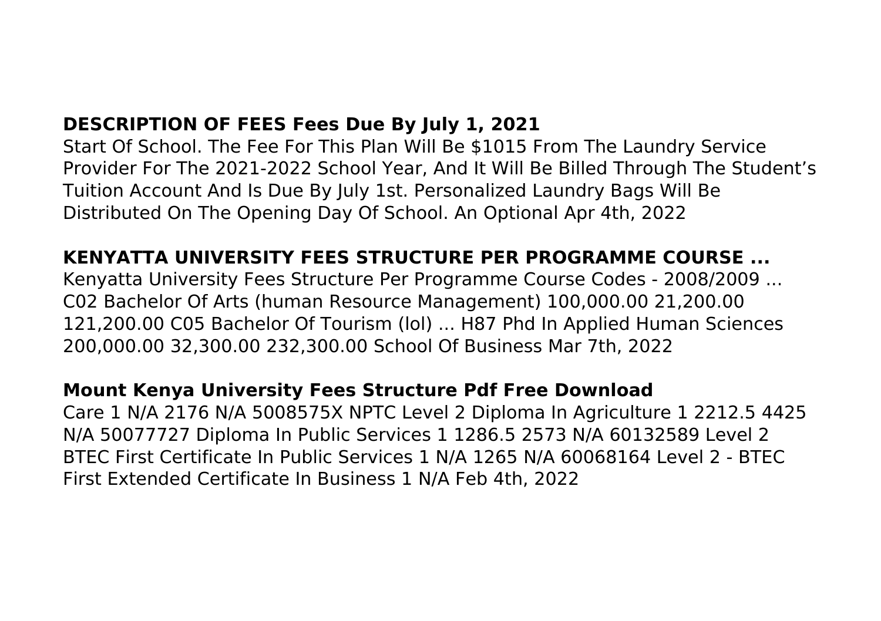**DESCRIPTION OF FEES Fees Due By July 1, 2021**

Start Of School. The Fee For This Plan Will Be $1015 From The Laundry Service Provider For The 2021-2022 School Year, And It Will Be Billed Through The Student's Tuition Account And Is Due By July 1st. Personalized Laundry Bags Will Be Distributed On The Opening Day Of School. An Optional Apr 4th, 2022

**KENYATTA UNIVERSITY FEES STRUCTURE PER PROGRAMME COURSE ...**

Kenyatta University Fees Structure Per Programme Course Codes - 2008/2009 ... C02 Bachelor Of Arts (human Resource Management) 100,000.00 21,200.00 121,200.00 C05 Bachelor Of Tourism (lol) ... H87 Phd In Applied Human Sciences 200,000.00 32,300.00 232,300.00 School Of Business Mar 7th, 2022

**Mount Kenya University Fees Structure Pdf Free Download**

Care 1 N/A 2176 N/A 5008575X NPTC Level 2 Diploma In Agriculture 1 2212.5 4425 N/A 50077727 Diploma In Public Services 1 1286.5 2573 N/A 60132589 Level 2 BTEC First Certificate In Public Services 1 N/A 1265 N/A 60068164 Level 2 - BTEC First Extended Certificate In Business 1 N/A Feb 4th, 2022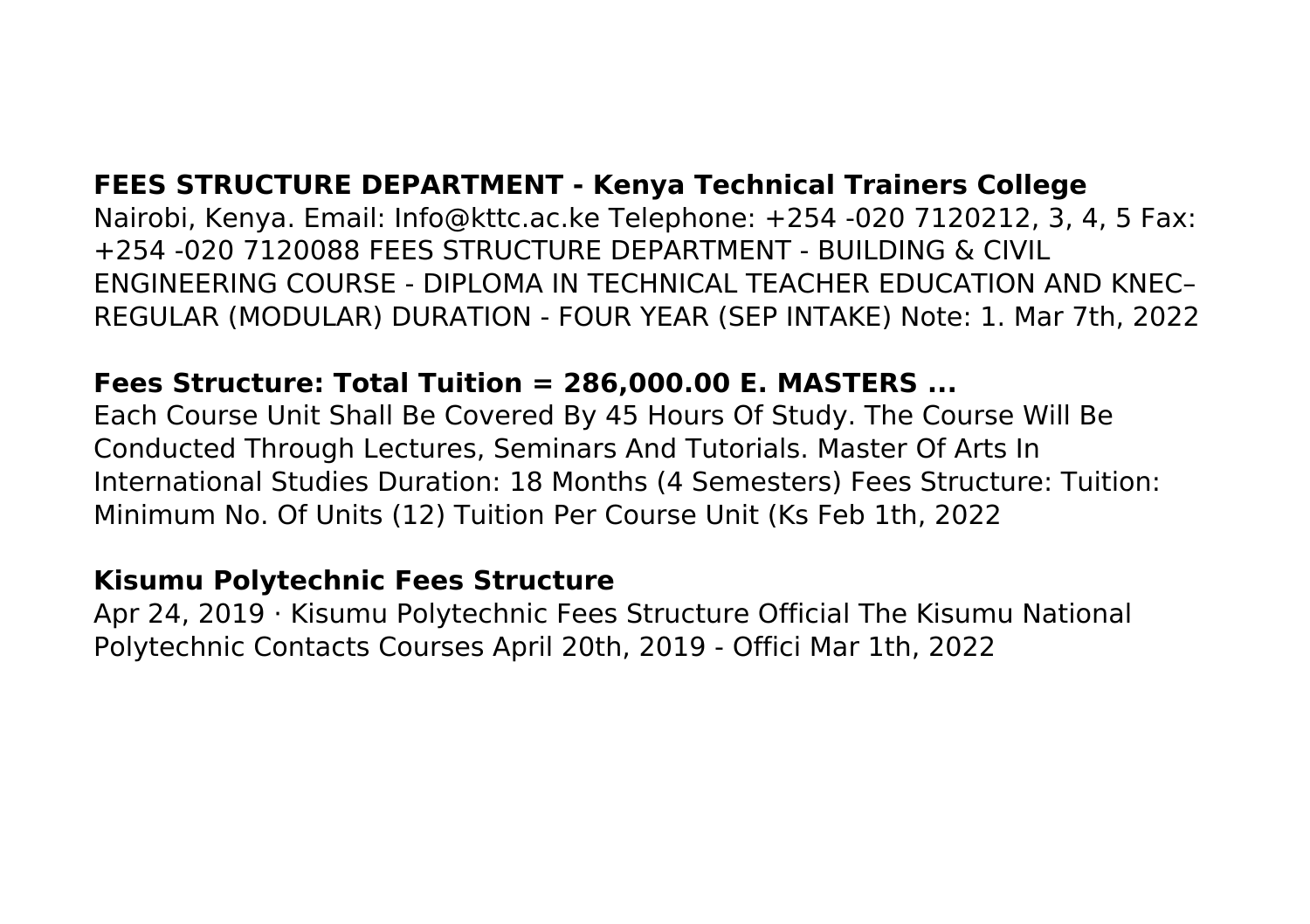**FEES STRUCTURE DEPARTMENT - Kenya Technical Trainers College**

Nairobi, Kenya. Email: Info@kttc.ac.ke Telephone: +254 -020 7120212, 3, 4, 5 Fax: +254 -020 7120088 FEES STRUCTURE DEPARTMENT - BUILDING & CIVIL ENGINEERING COURSE - DIPLOMA IN TECHNICAL TEACHER EDUCATION AND KNEC– REGULAR (MODULAR) DURATION - FOUR YEAR (SEP INTAKE) Note: 1. Mar 7th, 2022

**Fees Structure: Total Tuition = 286,000.00 E. MASTERS ...**

Each Course Unit Shall Be Covered By 45 Hours Of Study. The Course Will Be Conducted Through Lectures, Seminars And Tutorials. Master Of Arts In International Studies Duration: 18 Months (4 Semesters) Fees Structure: Tuition: Minimum No. Of Units (12) Tuition Per Course Unit (Ks Feb 1th, 2022

**Kisumu Polytechnic Fees Structure**

Apr 24, 2019 · Kisumu Polytechnic Fees Structure Official The Kisumu National Polytechnic Contacts Courses April 20th, 2019 - Offici Mar 1th, 2022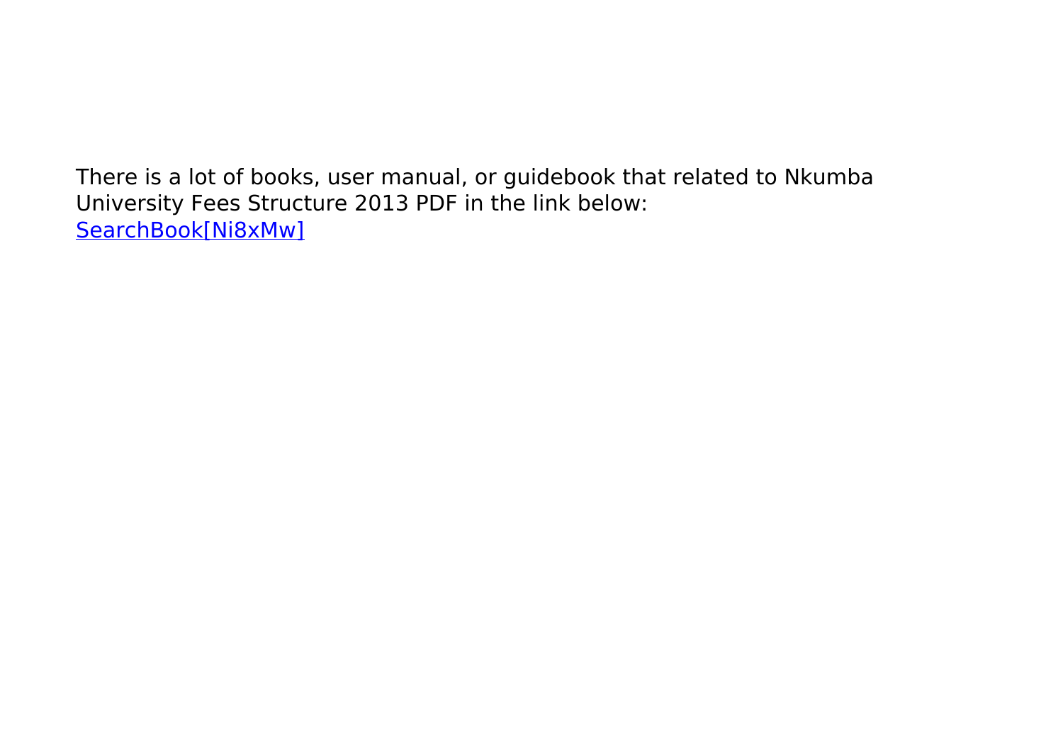There is a lot of books, user manual, or guidebook that related to Nkumba University Fees Structure 2013 PDF in the link below:
SearchBook[Ni8xMw]